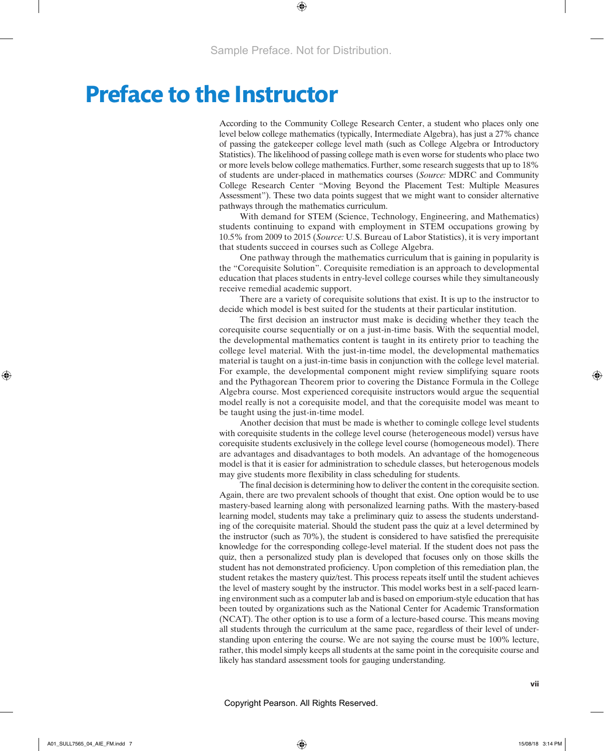# Preface to the Instructor

According to the Community College Research Center, a student who places only one level below college mathematics (typically, Intermediate Algebra), has just a 27% chance of passing the gatekeeper college level math (such as College Algebra or Introductory Statistics). The likelihood of passing college math is even worse for students who place two or more levels below college mathematics. Further, some research suggests that up to 18% of students are under-placed in mathematics courses (*Source:* MDRC and Community College Research Center "Moving Beyond the Placement Test: Multiple Measures Assessment"). These two data points suggest that we might want to consider alternative pathways through the mathematics curriculum.

With demand for STEM (Science, Technology, Engineering, and Mathematics) students continuing to expand with employment in STEM occupations growing by 10.5% from 2009 to 2015 (*Source:* U.S. Bureau of Labor Statistics), it is very important that students succeed in courses such as College Algebra.

One pathway through the mathematics curriculum that is gaining in popularity is the "Corequisite Solution". Corequisite remediation is an approach to developmental education that places students in entry-level college courses while they simultaneously receive remedial academic support.

There are a variety of corequisite solutions that exist. It is up to the instructor to decide which model is best suited for the students at their particular institution.

The first decision an instructor must make is deciding whether they teach the corequisite course sequentially or on a just-in-time basis. With the sequential model, the developmental mathematics content is taught in its entirety prior to teaching the college level material. With the just-in-time model, the developmental mathematics material is taught on a just-in-time basis in conjunction with the college level material. For example, the developmental component might review simplifying square roots and the Pythagorean Theorem prior to covering the Distance Formula in the College Algebra course. Most experienced corequisite instructors would argue the sequential model really is not a corequisite model, and that the corequisite model was meant to be taught using the just-in-time model.

Another decision that must be made is whether to comingle college level students with corequisite students in the college level course (heterogeneous model) versus have corequisite students exclusively in the college level course (homogeneous model). There are advantages and disadvantages to both models. An advantage of the homogeneous model is that it is easier for administration to schedule classes, but heterogenous models may give students more flexibility in class scheduling for students.

The final decision is determining how to deliver the content in the corequisite section. Again, there are two prevalent schools of thought that exist. One option would be to use mastery-based learning along with personalized learning paths. With the mastery-based learning model, students may take a preliminary quiz to assess the students understanding of the corequisite material. Should the student pass the quiz at a level determined by the instructor (such as 70%), the student is considered to have satisfied the prerequisite knowledge for the corresponding college-level material. If the student does not pass the quiz, then a personalized study plan is developed that focuses only on those skills the student has not demonstrated proficiency. Upon completion of this remediation plan, the student retakes the mastery quiz/test. This process repeats itself until the student achieves the level of mastery sought by the instructor. This model works best in a self-paced learning environment such as a computer lab and is based on emporium-style education that has been touted by organizations such as the National Center for Academic Transformation (NCAT). The other option is to use a form of a lecture-based course. This means moving all students through the curriculum at the same pace, regardless of their level of understanding upon entering the course. We are not saying the course must be 100% lecture, rather, this model simply keeps all students at the same point in the corequisite course and likely has standard assessment tools for gauging understanding.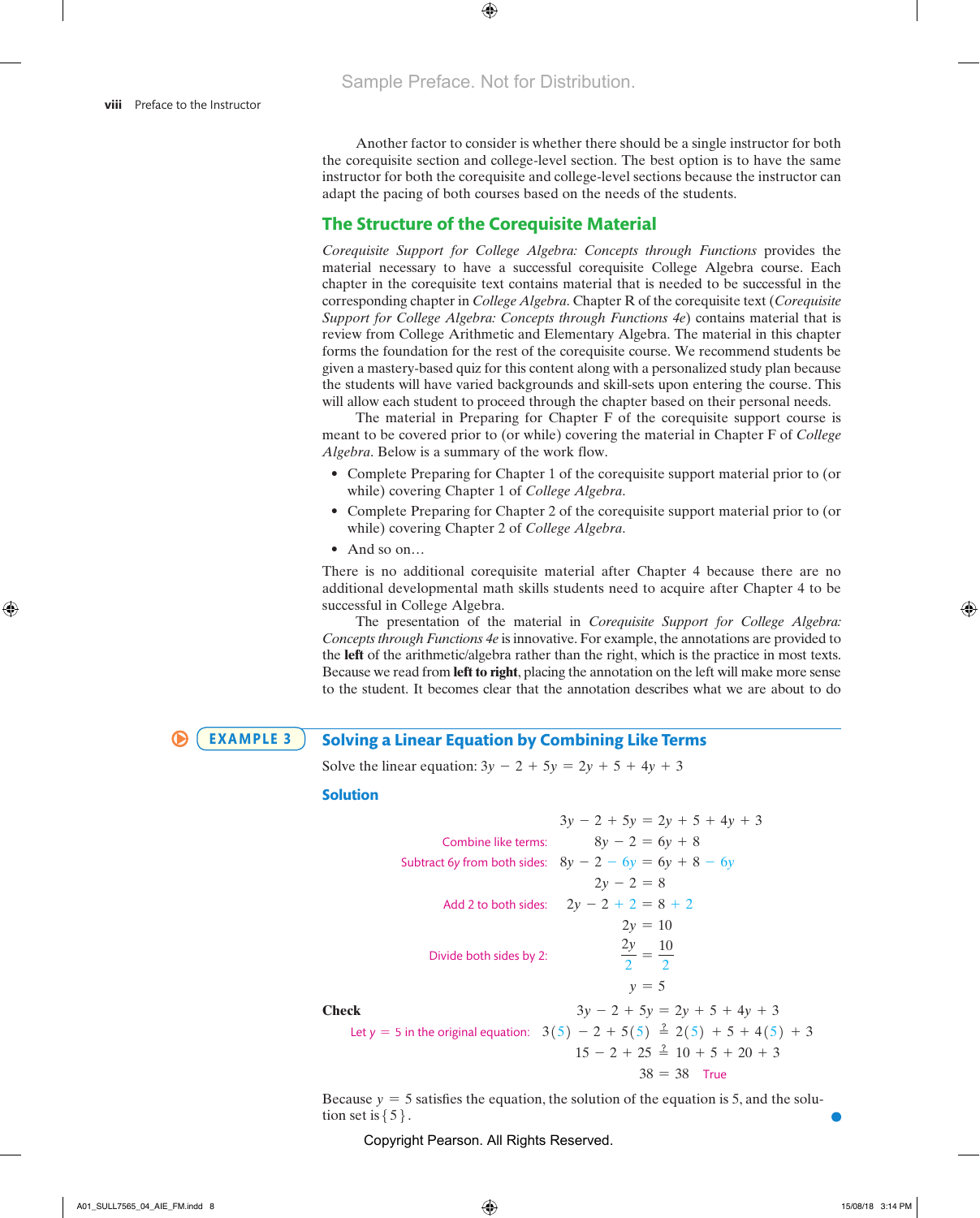Another factor to consider is whether there should be a single instructor for both the corequisite section and college-level section. The best option is to have the same instructor for both the corequisite and college-level sections because the instructor can adapt the pacing of both courses based on the needs of the students.

## The Structure of the Corequisite Material

*Corequisite Support for College Algebra: Concepts through Functions* provides the material necessary to have a successful corequisite College Algebra course. Each chapter in the corequisite text contains material that is needed to be successful in the corresponding chapter in *College Algebra*. Chapter R of the corequisite text (*Corequisite Support for College Algebra: Concepts through Functions 4e*) contains material that is review from College Arithmetic and Elementary Algebra. The material in this chapter forms the foundation for the rest of the corequisite course. We recommend students be given a mastery-based quiz for this content along with a personalized study plan because the students will have varied backgrounds and skill-sets upon entering the course. This will allow each student to proceed through the chapter based on their personal needs.

The material in Preparing for Chapter F of the corequisite support course is meant to be covered prior to (or while) covering the material in Chapter F of *College Algebra*. Below is a summary of the work flow.

- Complete Preparing for Chapter 1 of the corequisite support material prior to (or while) covering Chapter 1 of *College Algebra*.
- Complete Preparing for Chapter 2 of the corequisite support material prior to (or while) covering Chapter 2 of *College Algebra*.
- And so on…

There is no additional corequisite material after Chapter 4 because there are no additional developmental math skills students need to acquire after Chapter 4 to be successful in College Algebra.

The presentation of the material in *Corequisite Support for College Algebra: Concepts through Functions 4e* is innovative. For example, the annotations are provided to the **left** of the arithmetic/algebra rather than the right, which is the practice in most texts. Because we read from **left to right**, placing the annotation on the left will make more sense to the student. It becomes clear that the annotation describes what we are about to do

### EXAMPLE 3 Solving a Linear Equation by Combining Like Terms

Solve the linear equation: $3y - 2 + 5y = 2y + 5 + 4y + 3$

**Solution**

$$3y - 2 + 5y = 2y + 5 + 4y + 3$$

Combine like terms:
$$8y - 2 = 6y + 8$$

Subtract $6y$ from both sides:
$$8y - 2 - 6y = 6y + 8 - 6y$$
$$2y - 2 = 8$$

Add 2 to both sides:
$$2y - 2 + 2 = 8 + 2$$
$$2y = 10$$

Divide both sides by 2:
$$\frac{2y}{2} = \frac{10}{2}$$
$$y = 5$$

**Check**
$$3y - 2 + 5y = 2y + 5 + 4y + 3$$

Let $y = 5$ in the original equation:
$$3(5) - 2 + 5(5) \stackrel{?}{=} 2(5) + 5 + 4(5) + 3$$
$$15 - 2 + 25 \stackrel{?}{=} 10 + 5 + 20 + 3$$
$$38 = 38 \quad \text{True}$$

Because $y = 5$ satisfies the equation, the solution of the equation is 5, and the solution set is $\{5\}$.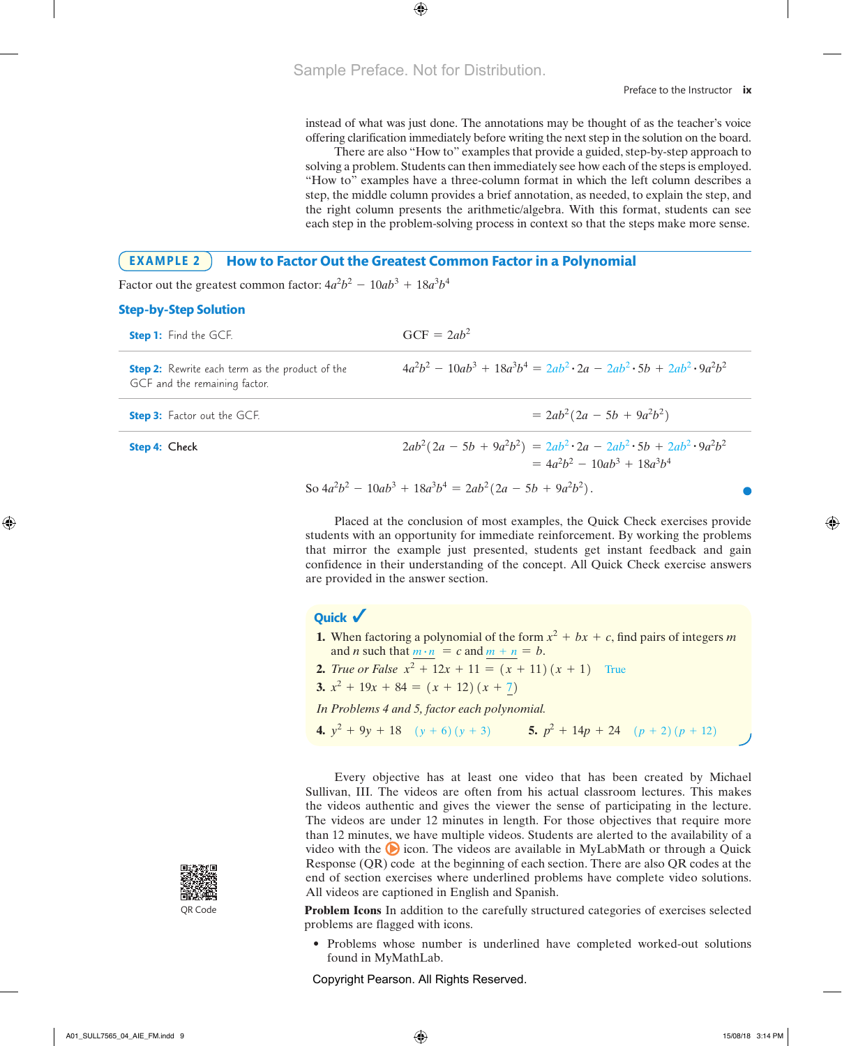instead of what was just done. The annotations may be thought of as the teacher's voice offering clarification immediately before writing the next step in the solution on the board.

There are also "How to" examples that provide a guided, step-by-step approach to solving a problem. Students can then immediately see how each of the steps is employed. "How to" examples have a three-column format in which the left column describes a step, the middle column provides a brief annotation, as needed, to explain the step, and the right column presents the arithmetic/algebra. With this format, students can see each step in the problem-solving process in context so that the steps make more sense.

## EXAMPLE 2 How to Factor Out the Greatest Common Factor in a Polynomial

Factor out the greatest common factor: $4a^2b^2 - 10ab^3 + 18a^3b^4$

### Step-by-Step Solution

| Step | |
|---|---|
| **Step 1:** Find the GCF. | $\text{GCF} = 2ab^2$ |
| **Step 2:** Rewrite each term as the product of the GCF and the remaining factor. | $4a^2b^2 - 10ab^3 + 18a^3b^4 = 2ab^2 \cdot 2a - 2ab^2 \cdot 5b + 2ab^2 \cdot 9a^2b^2$ |
| **Step 3:** Factor out the GCF. | $= 2ab^2(2a - 5b + 9a^2b^2)$ |
| **Step 4:** Check | $2ab^2(2a - 5b + 9a^2b^2) = 2ab^2 \cdot 2a - 2ab^2 \cdot 5b + 2ab^2 \cdot 9a^2b^2$ $= 4a^2b^2 - 10ab^3 + 18a^3b^4$ |

So $4a^2b^2 - 10ab^3 + 18a^3b^4 = 2ab^2(2a - 5b + 9a^2b^2)$.

Placed at the conclusion of most examples, the Quick Check exercises provide students with an opportunity for immediate reinforcement. By working the problems that mirror the example just presented, students get instant feedback and gain confidence in their understanding of the concept. All Quick Check exercise answers are provided in the answer section.

**Quick ✓**

1. When factoring a polynomial of the form $x^2 + bx + c$, find pairs of integers $m$ and $n$ such that $\underline{m \cdot n} = c$ and $\underline{m + n} = b$.
2. *True or False* $x^2 + 12x + 11 = (x + 11)(x + 1)$ True
3. $x^2 + 19x + 84 = (x + 12)(x + \underline{7})$

*In Problems 4 and 5, factor each polynomial.*

4. $y^2 + 9y + 18$ $(y + 6)(y + 3)$
5. $p^2 + 14p + 24$ $(p + 2)(p + 12)$

Every objective has at least one video that has been created by Michael Sullivan, III. The videos are often from his actual classroom lectures. This makes the videos authentic and gives the viewer the sense of participating in the lecture. The videos are under 12 minutes in length. For those objectives that require more than 12 minutes, we have multiple videos. Students are alerted to the availability of a video with the ▶ icon. The videos are available in MyLabMath or through a Quick Response (QR) code at the beginning of each section. There are also QR codes at the end of section exercises where underlined problems have complete video solutions. All videos are captioned in English and Spanish.

QR Code

**Problem Icons** In addition to the carefully structured categories of exercises selected problems are flagged with icons.

- Problems whose number is underlined have completed worked-out solutions found in MyMathLab.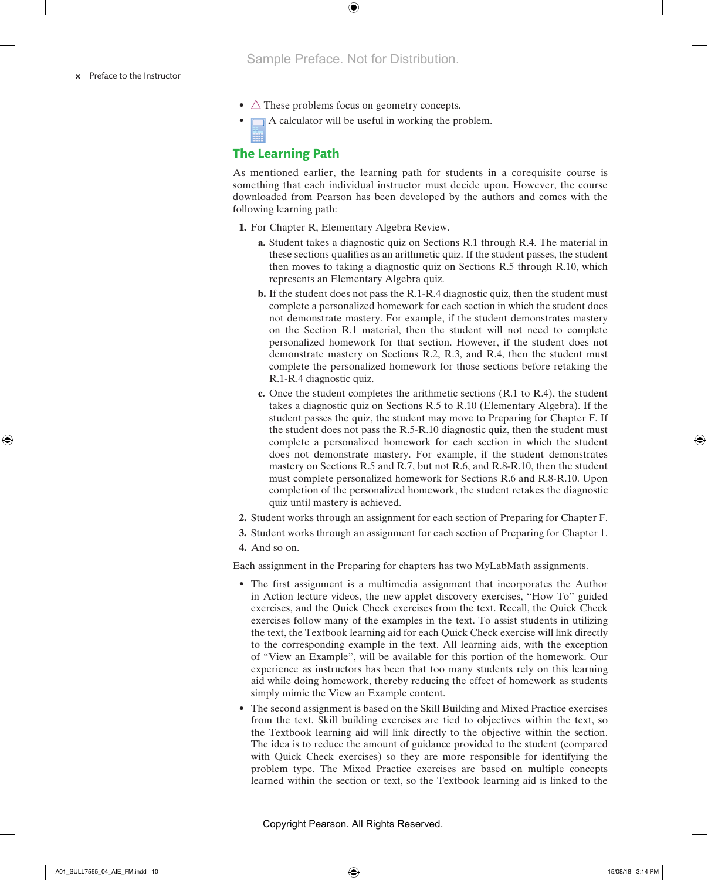- △ These problems focus on geometry concepts.
- A calculator will be useful in working the problem.

## The Learning Path

As mentioned earlier, the learning path for students in a corequisite course is something that each individual instructor must decide upon. However, the course downloaded from Pearson has been developed by the authors and comes with the following learning path:

1. For Chapter R, Elementary Algebra Review.
   - **a.** Student takes a diagnostic quiz on Sections R.1 through R.4. The material in these sections qualifies as an arithmetic quiz. If the student passes, the student then moves to taking a diagnostic quiz on Sections R.5 through R.10, which represents an Elementary Algebra quiz.
   - **b.** If the student does not pass the R.1-R.4 diagnostic quiz, then the student must complete a personalized homework for each section in which the student does not demonstrate mastery. For example, if the student demonstrates mastery on the Section R.1 material, then the student will not need to complete personalized homework for that section. However, if the student does not demonstrate mastery on Sections R.2, R.3, and R.4, then the student must complete the personalized homework for those sections before retaking the R.1-R.4 diagnostic quiz.
   - **c.** Once the student completes the arithmetic sections (R.1 to R.4), the student takes a diagnostic quiz on Sections R.5 to R.10 (Elementary Algebra). If the student passes the quiz, the student may move to Preparing for Chapter F. If the student does not pass the R.5-R.10 diagnostic quiz, then the student must complete a personalized homework for each section in which the student does not demonstrate mastery. For example, if the student demonstrates mastery on Sections R.5 and R.7, but not R.6, and R.8-R.10, then the student must complete personalized homework for Sections R.6 and R.8-R.10. Upon completion of the personalized homework, the student retakes the diagnostic quiz until mastery is achieved.
2. Student works through an assignment for each section of Preparing for Chapter F.
3. Student works through an assignment for each section of Preparing for Chapter 1.
4. And so on.

Each assignment in the Preparing for chapters has two MyLabMath assignments.

- The first assignment is a multimedia assignment that incorporates the Author in Action lecture videos, the new applet discovery exercises, "How To" guided exercises, and the Quick Check exercises from the text. Recall, the Quick Check exercises follow many of the examples in the text. To assist students in utilizing the text, the Textbook learning aid for each Quick Check exercise will link directly to the corresponding example in the text. All learning aids, with the exception of "View an Example", will be available for this portion of the homework. Our experience as instructors has been that too many students rely on this learning aid while doing homework, thereby reducing the effect of homework as students simply mimic the View an Example content.
- The second assignment is based on the Skill Building and Mixed Practice exercises from the text. Skill building exercises are tied to objectives within the text, so the Textbook learning aid will link directly to the objective within the section. The idea is to reduce the amount of guidance provided to the student (compared with Quick Check exercises) so they are more responsible for identifying the problem type. The Mixed Practice exercises are based on multiple concepts learned within the section or text, so the Textbook learning aid is linked to the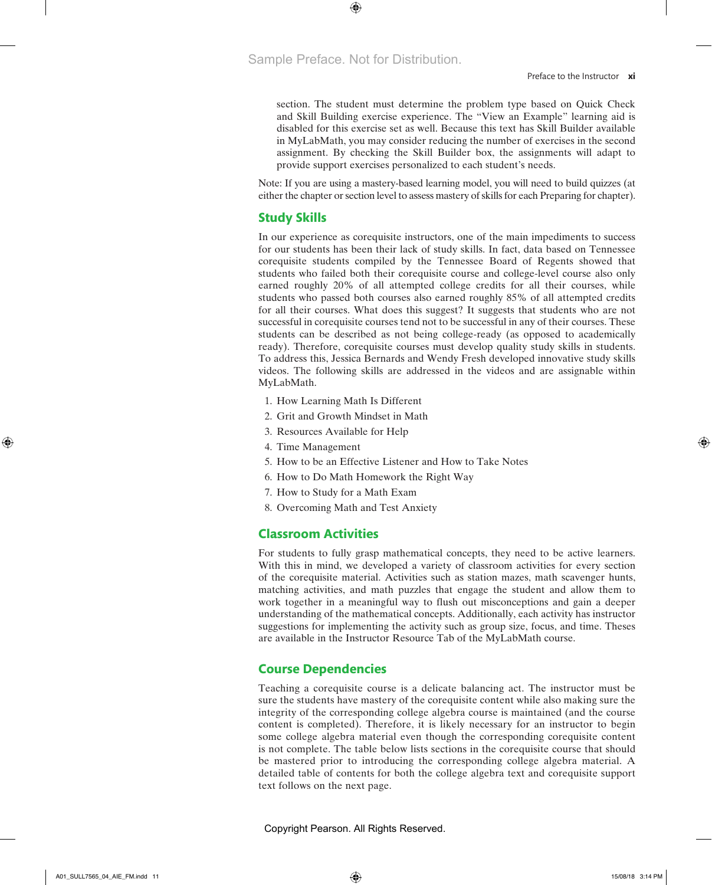section. The student must determine the problem type based on Quick Check and Skill Building exercise experience. The "View an Example" learning aid is disabled for this exercise set as well. Because this text has Skill Builder available in MyLabMath, you may consider reducing the number of exercises in the second assignment. By checking the Skill Builder box, the assignments will adapt to provide support exercises personalized to each student's needs.

Note: If you are using a mastery-based learning model, you will need to build quizzes (at either the chapter or section level to assess mastery of skills for each Preparing for chapter).

## Study Skills

In our experience as corequisite instructors, one of the main impediments to success for our students has been their lack of study skills. In fact, data based on Tennessee corequisite students compiled by the Tennessee Board of Regents showed that students who failed both their corequisite course and college-level course also only earned roughly 20% of all attempted college credits for all their courses, while students who passed both courses also earned roughly 85% of all attempted credits for all their courses. What does this suggest? It suggests that students who are not successful in corequisite courses tend not to be successful in any of their courses. These students can be described as not being college-ready (as opposed to academically ready). Therefore, corequisite courses must develop quality study skills in students. To address this, Jessica Bernards and Wendy Fresh developed innovative study skills videos. The following skills are addressed in the videos and are assignable within MyLabMath.

1. How Learning Math Is Different
2. Grit and Growth Mindset in Math
3. Resources Available for Help
4. Time Management
5. How to be an Effective Listener and How to Take Notes
6. How to Do Math Homework the Right Way
7. How to Study for a Math Exam
8. Overcoming Math and Test Anxiety

## Classroom Activities

For students to fully grasp mathematical concepts, they need to be active learners. With this in mind, we developed a variety of classroom activities for every section of the corequisite material. Activities such as station mazes, math scavenger hunts, matching activities, and math puzzles that engage the student and allow them to work together in a meaningful way to flush out misconceptions and gain a deeper understanding of the mathematical concepts. Additionally, each activity has instructor suggestions for implementing the activity such as group size, focus, and time. Theses are available in the Instructor Resource Tab of the MyLabMath course.

## Course Dependencies

Teaching a corequisite course is a delicate balancing act. The instructor must be sure the students have mastery of the corequisite content while also making sure the integrity of the corresponding college algebra course is maintained (and the course content is completed). Therefore, it is likely necessary for an instructor to begin some college algebra material even though the corresponding corequisite content is not complete. The table below lists sections in the corequisite course that should be mastered prior to introducing the corresponding college algebra material. A detailed table of contents for both the college algebra text and corequisite support text follows on the next page.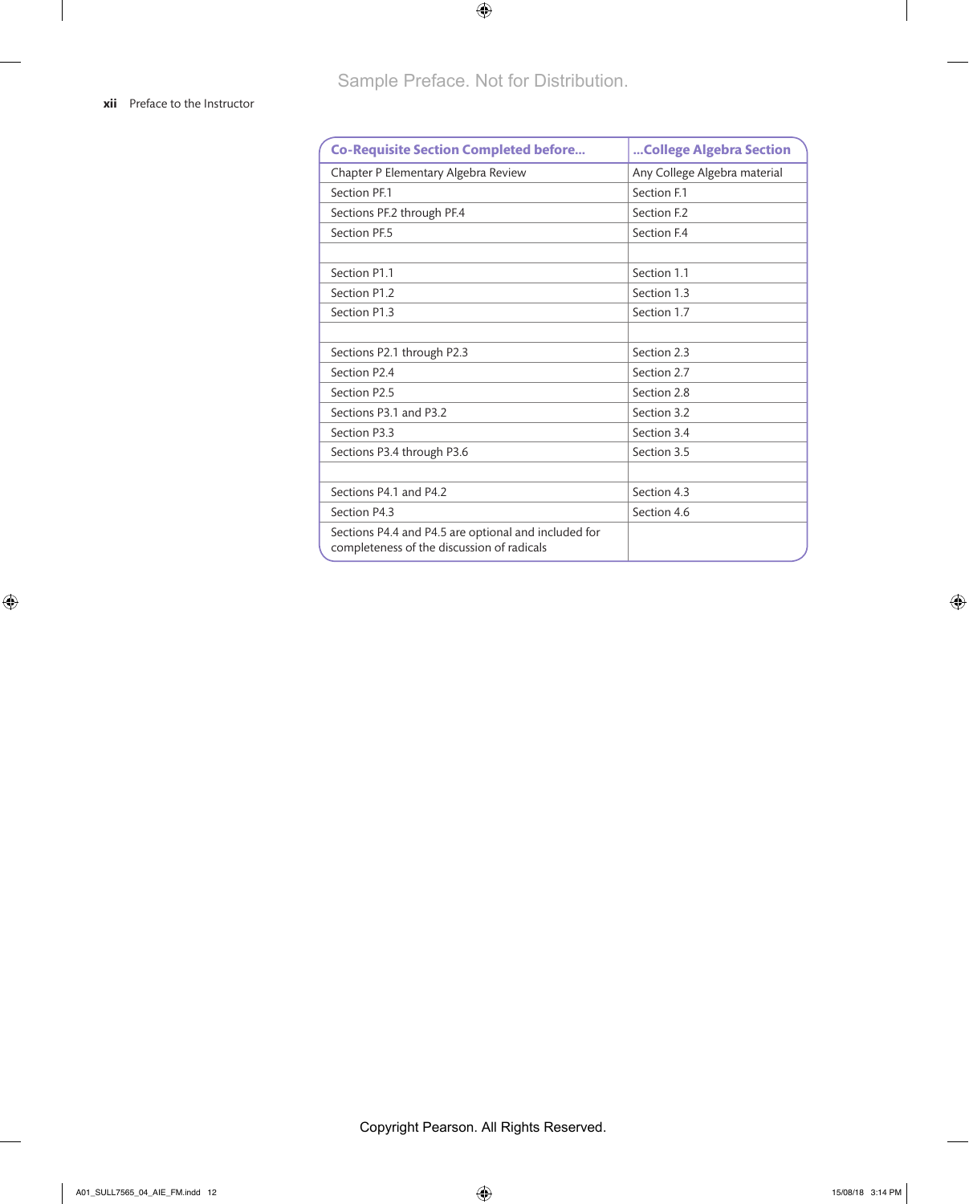| Co-Requisite Section Completed before... | ...College Algebra Section |
|---|---|
| Chapter P Elementary Algebra Review | Any College Algebra material |
| Section PF.1 | Section F.1 |
| Sections PF.2 through PF.4 | Section F.2 |
| Section PF.5 | Section F.4 |
| | |
| Section P1.1 | Section 1.1 |
| Section P1.2 | Section 1.3 |
| Section P1.3 | Section 1.7 |
| | |
| Sections P2.1 through P2.3 | Section 2.3 |
| Section P2.4 | Section 2.7 |
| Section P2.5 | Section 2.8 |
| Sections P3.1 and P3.2 | Section 3.2 |
| Section P3.3 | Section 3.4 |
| Sections P3.4 through P3.6 | Section 3.5 |
| | |
| Sections P4.1 and P4.2 | Section 4.3 |
| Section P4.3 | Section 4.6 |
| Sections P4.4 and P4.5 are optional and included for completeness of the discussion of radicals | |